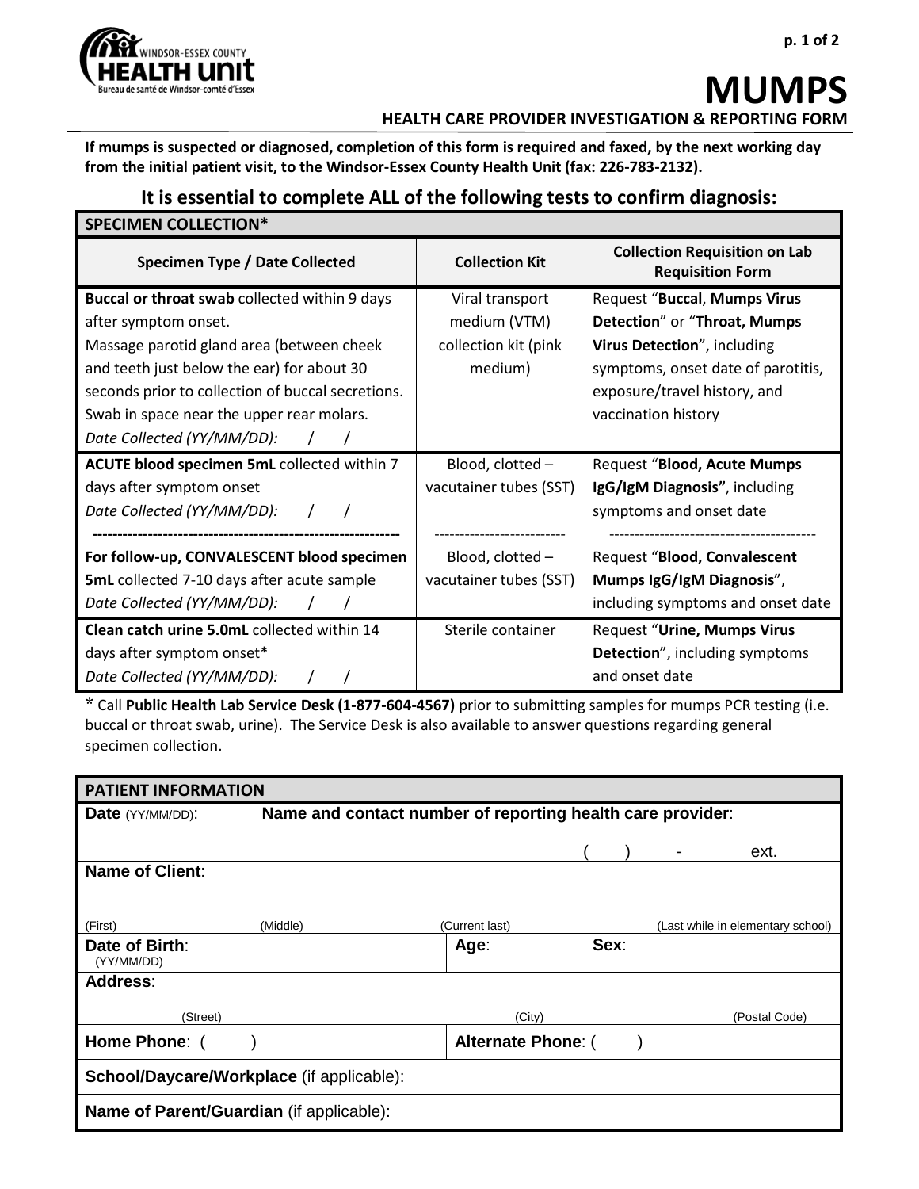# MUMPS

## HEALTH CARE PROVIDER INVESTIGATION & REPORTING FORM

**If mumps is suspected or diagnosed, completion of this form is required and faxed, by the next working day from the initial patient visit, to the Windsor-Essex County Health Unit (fax: 226-783-2132).**

### It is essential to complete ALL of the following tests to confirm diagnosis:

| SPECIMEN COLLECTION* | | |
|---|---|---|
| **Specimen Type / Date Collected** | **Collection Kit** | **Collection Requisition on Lab Requisition Form** |
| **Buccal or throat swab** collected within 9 days after symptom onset. Massage parotid gland area (between cheek and teeth just below the ear) for about 30 seconds prior to collection of buccal secretions. Swab in space near the upper rear molars. *Date Collected (YY/MM/DD): / /* | Viral transport medium (VTM) collection kit (pink medium) | Request "**Buccal**, **Mumps Virus Detection**" or "**Throat, Mumps Virus Detection**", including symptoms, onset date of parotitis, exposure/travel history, and vaccination history |
| **ACUTE blood specimen 5mL** collected within 7 days after symptom onset *Date Collected (YY/MM/DD): / /* | Blood, clotted – vacutainer tubes (SST) | Request "**Blood, Acute Mumps IgG/IgM Diagnosis"**, including symptoms and onset date |
| **For follow-up, CONVALESCENT blood specimen 5mL** collected 7-10 days after acute sample *Date Collected (YY/MM/DD): / /* | Blood, clotted – vacutainer tubes (SST) | Request "**Blood, Convalescent Mumps IgG/IgM Diagnosis**", including symptoms and onset date |
| **Clean catch urine 5.0mL** collected within 14 days after symptom onset* *Date Collected (YY/MM/DD): / /* | Sterile container | Request "**Urine, Mumps Virus Detection**", including symptoms and onset date |

\* Call **Public Health Lab Service Desk (1-877-604-4567)** prior to submitting samples for mumps PCR testing (i.e. buccal or throat swab, urine). The Service Desk is also available to answer questions regarding general specimen collection.

| PATIENT INFORMATION | | | |
|---|---|---|---|
| **Date** (YY/MM/DD): | **Name and contact number of reporting health care provider**: ( ) - ext. | | |
| **Name of Client**: (First) | (Middle) | (Current last) | (Last while in elementary school) |
| **Date of Birth**: (YY/MM/DD) | | **Age**: | **Sex**: |
| **Address**: (Street) | | (City) | (Postal Code) |
| **Home Phone**: ( ) | | **Alternate Phone**: ( ) | |
| **School/Daycare/Workplace** (if applicable): | | | |
| **Name of Parent/Guardian** (if applicable): | | | |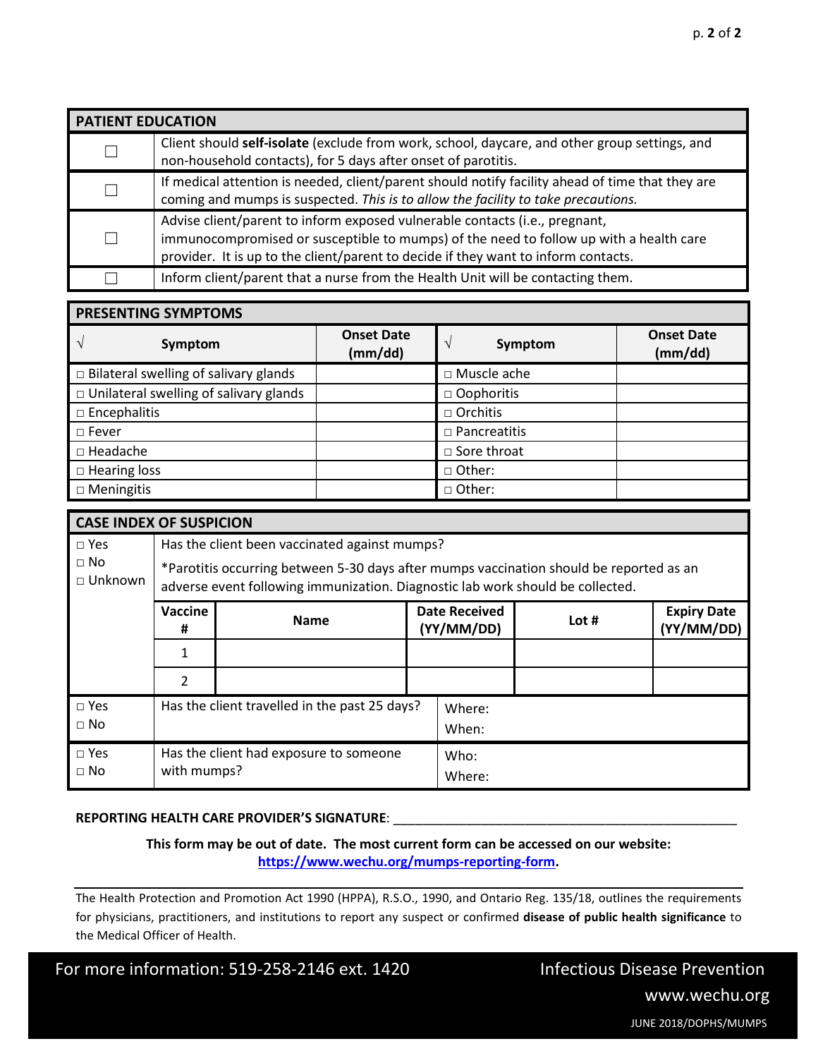## PATIENT EDUCATION

| | |
|---|---|
| ☐ | Client should **self-isolate** (exclude from work, school, daycare, and other group settings, and non-household contacts), for 5 days after onset of parotitis. |
| ☐ | If medical attention is needed, client/parent should notify facility ahead of time that they are coming and mumps is suspected. *This is to allow the facility to take precautions.* |
| ☐ | Advise client/parent to inform exposed vulnerable contacts (i.e., pregnant, immunocompromised or susceptible to mumps) of the need to follow up with a health care provider. It is up to the client/parent to decide if they want to inform contacts. |
| ☐ | Inform client/parent that a nurse from the Health Unit will be contacting them. |

## PRESENTING SYMPTOMS

| √ Symptom | Onset Date (mm/dd) | √ Symptom | Onset Date (mm/dd) |
|---|---|---|---|
| □ Bilateral swelling of salivary glands | | □ Muscle ache | |
| □ Unilateral swelling of salivary glands | | □ Oophoritis | |
| □ Encephalitis | | □ Orchitis | |
| □ Fever | | □ Pancreatitis | |
| □ Headache | | □ Sore throat | |
| □ Hearing loss | | □ Other: | |
| □ Meningitis | | □ Other: | |

## CASE INDEX OF SUSPICION

| | | | | | |
|---|---|---|---|---|---|
| □ Yes<br>□ No<br>□ Unknown | Has the client been vaccinated against mumps?<br>*Parotitis occurring between 5-30 days after mumps vaccination should be reported as an adverse event following immunization. Diagnostic lab work should be collected. | | | | |
| | **Vaccine #** | **Name** | **Date Received (YY/MM/DD)** | **Lot #** | **Expiry Date (YY/MM/DD)** |
| | 1 | | | | |
| | 2 | | | | |
| □ Yes<br>□ No | Has the client travelled in the past 25 days? | | Where:<br>When: | | |
| □ Yes<br>□ No | Has the client had exposure to someone with mumps? | | Who:<br>Where: | | |

**REPORTING HEALTH CARE PROVIDER'S SIGNATURE**: ________________________________________________

**This form may be out of date. The most current form can be accessed on our website: https://www.wechu.org/mumps-reporting-form.**

The Health Protection and Promotion Act 1990 (HPPA), R.S.O., 1990, and Ontario Reg. 135/18, outlines the requirements for physicians, practitioners, and institutions to report any suspect or confirmed **disease of public health significance** to the Medical Officer of Health.

For more information: 519-258-2146 ext. 1420

Infectious Disease Prevention
www.wechu.org

JUNE 2018/DOPHS/MUMPS